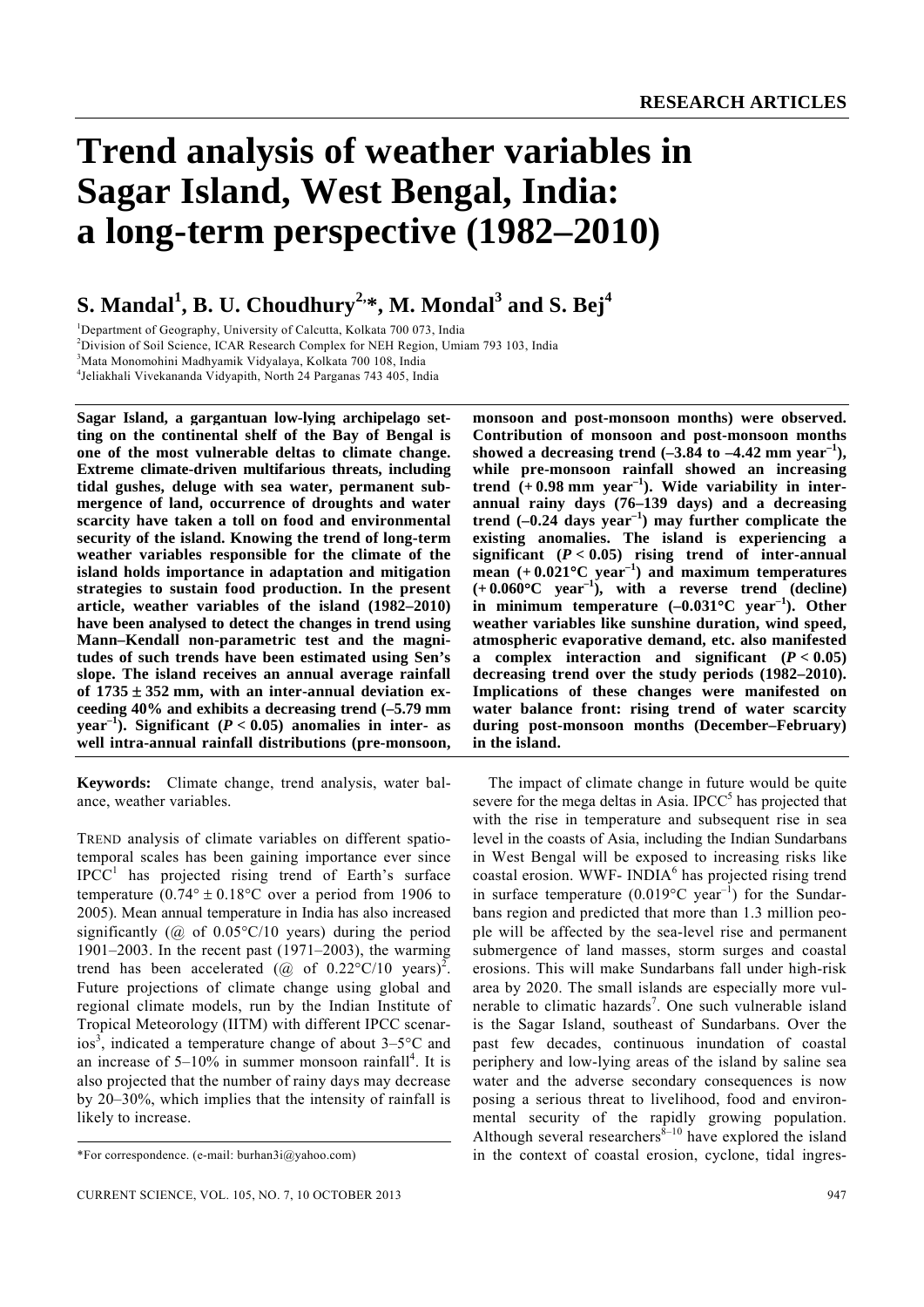# Trend analysis of weather variables in Sagar Island, West Bengal, India: a long-term perspective (1982–2010)

**S. Mandal[1], B. U. Choudhury[2,*], M. Mondal[3] and S. Bej[4]**

[1]Department of Geography, University of Calcutta, Kolkata 700 073, India
[2]Division of Soil Science, ICAR Research Complex for NEH Region, Umiam 793 103, India
[3]Mata Monomohini Madhyamik Vidyalaya, Kolkata 700 108, India
[4]Jeliakhali Vivekananda Vidyapith, North 24 Parganas 743 405, India

**Sagar Island, a gargantuan low-lying archipelago setting on the continental shelf of the Bay of Bengal is one of the most vulnerable deltas to climate change. Extreme climate-driven multifarious threats, including tidal gushes, deluge with sea water, permanent submergence of land, occurrence of droughts and water scarcity have taken a toll on food and environmental security of the island. Knowing the trend of long-term weather variables responsible for the climate of the island holds importance in adaptation and mitigation strategies to sustain food production. In the present article, weather variables of the island (1982–2010) have been analysed to detect the changes in trend using Mann–Kendall non-parametric test and the magnitudes of such trends have been estimated using Sen's slope. The island receives an annual average rainfall of 1735 ± 352 mm, with an inter-annual deviation exceeding 40% and exhibits a decreasing trend (–5.79 mm year$^{-1}$). Significant ($P < 0.05$) anomalies in inter- as well intra-annual rainfall distributions (pre-monsoon, monsoon and post-monsoon months) were observed. Contribution of monsoon and post-monsoon months showed a decreasing trend (–3.84 to –4.42 mm year$^{-1}$), while pre-monsoon rainfall showed an increasing trend (+ 0.98 mm year$^{-1}$). Wide variability in inter-annual rainy days (76–139 days) and a decreasing trend (–0.24 days year$^{-1}$) may further complicate the existing anomalies. The island is experiencing a significant ($P < 0.05$) rising trend of inter-annual mean (+ 0.021°C year$^{-1}$) and maximum temperatures (+ 0.060°C year$^{-1}$), with a reverse trend (decline) in minimum temperature (–0.031°C year$^{-1}$). Other weather variables like sunshine duration, wind speed, atmospheric evaporative demand, etc. also manifested a complex interaction and significant ($P < 0.05$) decreasing trend over the study periods (1982–2010). Implications of these changes were manifested on water balance front: rising trend of water scarcity during post-monsoon months (December–February) in the island.**

**Keywords:** Climate change, trend analysis, water balance, weather variables.

TREND analysis of climate variables on different spatio-temporal scales has been gaining importance ever since IPCC[1] has projected rising trend of Earth's surface temperature (0.74° ± 0.18°C over a period from 1906 to 2005). Mean annual temperature in India has also increased significantly (@ of 0.05°C/10 years) during the period 1901–2003. In the recent past (1971–2003), the warming trend has been accelerated (@ of 0.22°C/10 years)[2]. Future projections of climate change using global and regional climate models, run by the Indian Institute of Tropical Meteorology (IITM) with different IPCC scenarios[3], indicated a temperature change of about 3–5°C and an increase of 5–10% in summer monsoon rainfall[4]. It is also projected that the number of rainy days may decrease by 20–30%, which implies that the intensity of rainfall is likely to increase.

The impact of climate change in future would be quite severe for the mega deltas in Asia. IPCC[5] has projected that with the rise in temperature and subsequent rise in sea level in the coasts of Asia, including the Indian Sundarbans in West Bengal will be exposed to increasing risks like coastal erosion. WWF- INDIA[6] has projected rising trend in surface temperature (0.019°C year$^{-1}$) for the Sundarbans region and predicted that more than 1.3 million people will be affected by the sea-level rise and permanent submergence of land masses, storm surges and coastal erosions. This will make Sundarbans fall under high-risk area by 2020. The small islands are especially more vulnerable to climatic hazards[7]. One such vulnerable island is the Sagar Island, southeast of Sundarbans. Over the past few decades, continuous inundation of coastal periphery and low-lying areas of the island by saline sea water and the adverse secondary consequences is now posing a serious threat to livelihood, food and environmental security of the rapidly growing population. Although several researchers[8–10] have explored the island in the context of coastal erosion, cyclone, tidal ingres-

*For correspondence. (e-mail: burhan3i@yahoo.com)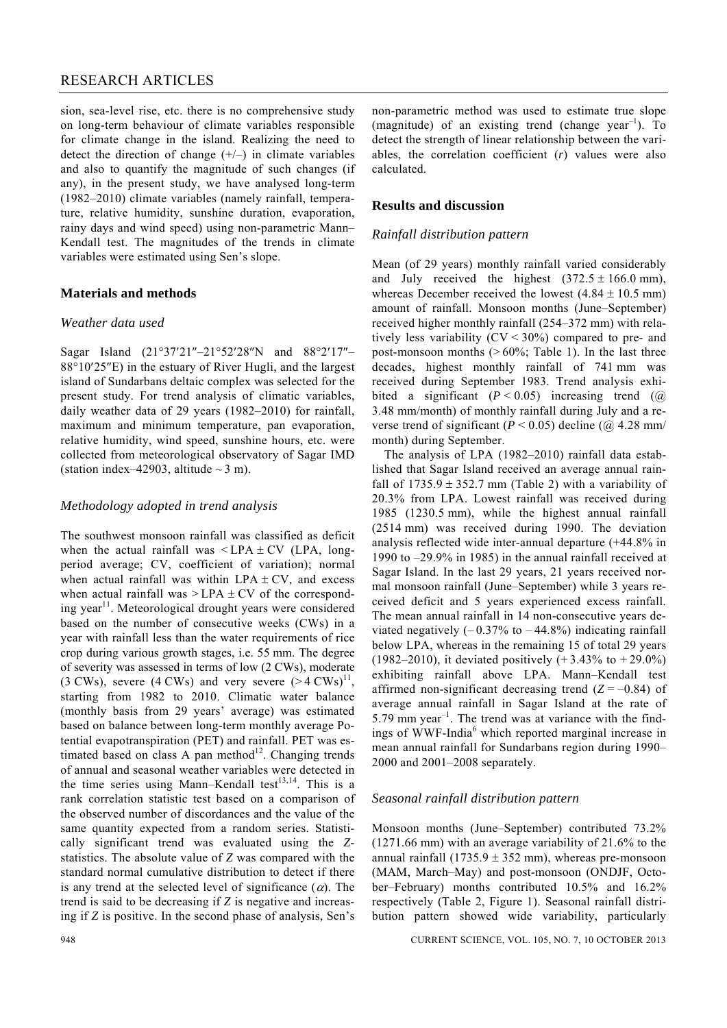sion, sea-level rise, etc. there is no comprehensive study on long-term behaviour of climate variables responsible for climate change in the island. Realizing the need to detect the direction of change (+/–) in climate variables and also to quantify the magnitude of such changes (if any), in the present study, we have analysed long-term (1982–2010) climate variables (namely rainfall, temperature, relative humidity, sunshine duration, evaporation, rainy days and wind speed) using non-parametric Mann–Kendall test. The magnitudes of the trends in climate variables were estimated using Sen's slope.

## Materials and methods

### *Weather data used*

Sagar Island (21°37′21″–21°52′28″N and 88°2′17″–88°10′25″E) in the estuary of River Hugli, and the largest island of Sundarbans deltaic complex was selected for the present study. For trend analysis of climatic variables, daily weather data of 29 years (1982–2010) for rainfall, maximum and minimum temperature, pan evaporation, relative humidity, wind speed, sunshine hours, etc. were collected from meteorological observatory of Sagar IMD (station index–42903, altitude ~ 3 m).

### *Methodology adopted in trend analysis*

The southwest monsoon rainfall was classified as deficit when the actual rainfall was < LPA ± CV (LPA, long-period average; CV, coefficient of variation); normal when actual rainfall was within LPA ± CV, and excess when actual rainfall was > LPA ± CV of the corresponding year[11]. Meteorological drought years were considered based on the number of consecutive weeks (CWs) in a year with rainfall less than the water requirements of rice crop during various growth stages, i.e. 55 mm. The degree of severity was assessed in terms of low (2 CWs), moderate (3 CWs), severe (4 CWs) and very severe (> 4 CWs)[11], starting from 1982 to 2010. Climatic water balance (monthly basis from 29 years' average) was estimated based on balance between long-term monthly average Potential evapotranspiration (PET) and rainfall. PET was estimated based on class A pan method[12]. Changing trends of annual and seasonal weather variables were detected in the time series using Mann–Kendall test[13,14]. This is a rank correlation statistic test based on a comparison of the observed number of discordances and the value of the same quantity expected from a random series. Statistically significant trend was evaluated using the $Z$-statistics. The absolute value of $Z$ was compared with the standard normal cumulative distribution to detect if there is any trend at the selected level of significance ($\alpha$). The trend is said to be decreasing if $Z$ is negative and increasing if $Z$ is positive. In the second phase of analysis, Sen's non-parametric method was used to estimate true slope (magnitude) of an existing trend (change year$^{-1}$). To detect the strength of linear relationship between the variables, the correlation coefficient ($r$) values were also calculated.

## Results and discussion

### *Rainfall distribution pattern*

Mean (of 29 years) monthly rainfall varied considerably and July received the highest (372.5 ± 166.0 mm), whereas December received the lowest (4.84 ± 10.5 mm) amount of rainfall. Monsoon months (June–September) received higher monthly rainfall (254–372 mm) with relatively less variability (CV < 30%) compared to pre- and post-monsoon months (> 60%; Table 1). In the last three decades, highest monthly rainfall of 741 mm was received during September 1983. Trend analysis exhibited a significant ($P < 0.05$) increasing trend (@ 3.48 mm/month) of monthly rainfall during July and a reverse trend of significant ($P < 0.05$) decline (@ 4.28 mm/month) during September.

The analysis of LPA (1982–2010) rainfall data established that Sagar Island received an average annual rainfall of 1735.9 ± 352.7 mm (Table 2) with a variability of 20.3% from LPA. Lowest rainfall was received during 1985 (1230.5 mm), while the highest annual rainfall (2514 mm) was received during 1990. The deviation analysis reflected wide inter-annual departure (+44.8% in 1990 to –29.9% in 1985) in the annual rainfall received at Sagar Island. In the last 29 years, 21 years received normal monsoon rainfall (June–September) while 3 years received deficit and 5 years experienced excess rainfall. The mean annual rainfall in 14 non-consecutive years deviated negatively (– 0.37% to – 44.8%) indicating rainfall below LPA, whereas in the remaining 15 of total 29 years (1982–2010), it deviated positively (+ 3.43% to + 29.0%) exhibiting rainfall above LPA. Mann–Kendall test affirmed non-significant decreasing trend ($Z = -0.84$) of average annual rainfall in Sagar Island at the rate of 5.79 mm year$^{-1}$. The trend was at variance with the findings of WWF-India[6] which reported marginal increase in mean annual rainfall for Sundarbans region during 1990–2000 and 2001–2008 separately.

### *Seasonal rainfall distribution pattern*

Monsoon months (June–September) contributed 73.2% (1271.66 mm) with an average variability of 21.6% to the annual rainfall (1735.9 ± 352 mm), whereas pre-monsoon (MAM, March–May) and post-monsoon (ONDJF, October–February) months contributed 10.5% and 16.2% respectively (Table 2, Figure 1). Seasonal rainfall distribution pattern showed wide variability, particularly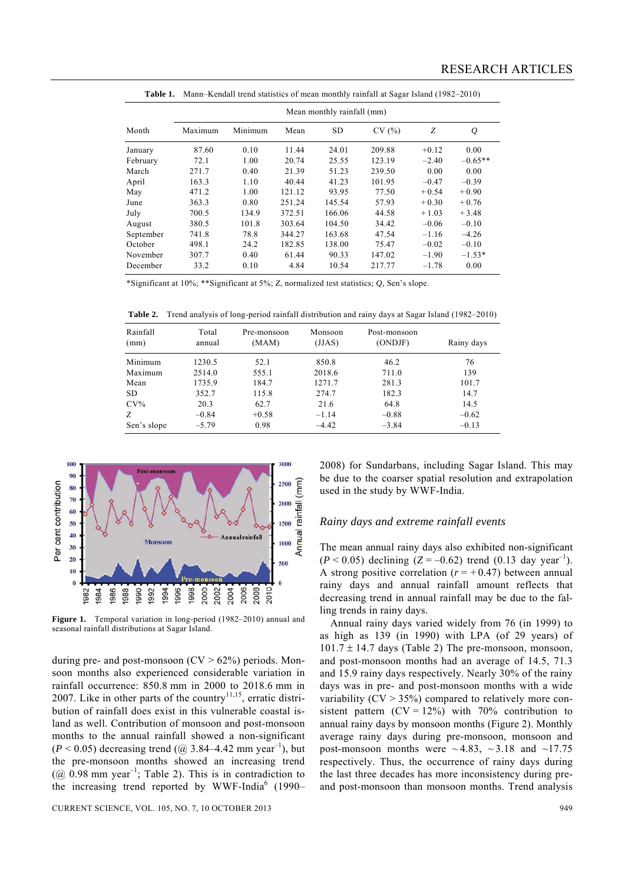**Table 1.** Mann–Kendall trend statistics of mean monthly rainfall at Sagar Island (1982–2010)

| Month | Mean monthly rainfall (mm) | | | | | | |
|---|---|---|---|---|---|---|---|
| | Maximum | Minimum | Mean | SD | CV (%) | *Z* | *Q* |
| January | 87.60 | 0.10 | 11.44 | 24.01 | 209.88 | +0.12 | 0.00 |
| February | 72.1 | 1.00 | 20.74 | 25.55 | 123.19 | –2.40 | –0.65** |
| March | 271.7 | 0.40 | 21.39 | 51.23 | 239.50 | 0.00 | 0.00 |
| April | 163.3 | 1.10 | 40.44 | 41.23 | 101.95 | –0.47 | –0.39 |
| May | 471.2 | 1.00 | 121.12 | 93.95 | 77.50 | + 0.54 | + 0.90 |
| June | 363.3 | 0.80 | 251.24 | 145.54 | 57.93 | + 0.30 | + 0.76 |
| July | 700.5 | 134.9 | 372.51 | 166.06 | 44.58 | + 1.03 | + 3.48 |
| August | 380.5 | 101.8 | 303.64 | 104.50 | 34.42 | –0.06 | –0.10 |
| September | 741.8 | 78.8 | 344.27 | 163.68 | 47.54 | –1.16 | –4.26 |
| October | 498.1 | 24.2 | 182.85 | 138.00 | 75.47 | –0.02 | –0.10 |
| November | 307.7 | 0.40 | 61.44 | 90.33 | 147.02 | –1.90 | –1.53* |
| December | 33.2 | 0.10 | 4.84 | 10.54 | 217.77 | –1.78 | 0.00 |

*Significant at 10%; **Significant at 5%; *Z*, normalized test statistics; *Q*, Sen's slope.

**Table 2.** Trend analysis of long-period rainfall distribution and rainy days at Sagar Island (1982–2010)

| Rainfall (mm) | Total annual | Pre-monsoon (MAM) | Monsoon (JJAS) | Post-monsoon (ONDJF) | Rainy days |
|---|---|---|---|---|---|
| Minimum | 1230.5 | 52.1 | 850.8 | 46.2 | 76 |
| Maximum | 2514.0 | 555.1 | 2018.6 | 711.0 | 139 |
| Mean | 1735.9 | 184.7 | 1271.7 | 281.3 | 101.7 |
| SD | 352.7 | 115.8 | 274.7 | 182.3 | 14.7 |
| CV% | 20.3 | 62.7 | 21.6 | 64.8 | 14.5 |
| *Z* | –0.84 | +0.58 | –1.14 | –0.88 | –0.62 |
| Sen's slope | –5.79 | 0.98 | –4.42 | –3.84 | –0.13 |

**Figure 1.** Temporal variation in long-period (1982–2010) annual and seasonal rainfall distributions at Sagar Island.

during pre- and post-monsoon (CV > 62%) periods. Monsoon months also experienced considerable variation in rainfall occurrence: 850.8 mm in 2000 to 2018.6 mm in 2007. Like in other parts of the country[11,15], erratic distribution of rainfall does exist in this vulnerable coastal island as well. Contribution of monsoon and post-monsoon months to the annual rainfall showed a non-significant ($P < 0.05$) decreasing trend (@ 3.84–4.42 mm $\text{year}^{-1}$), but the pre-monsoon months showed an increasing trend (@ 0.98 mm $\text{year}^{-1}$; Table 2). This is in contradiction to the increasing trend reported by WWF-India[6] (1990–2008) for Sundarbans, including Sagar Island. This may be due to the coarser spatial resolution and extrapolation used in the study by WWF-India.

### *Rainy days and extreme rainfall events*

The mean annual rainy days also exhibited non-significant ($P < 0.05$) declining ($Z = -0.62$) trend (0.13 day $\text{year}^{-1}$). A strong positive correlation ($r = +0.47$) between annual rainy days and annual rainfall amount reflects that decreasing trend in annual rainfall may be due to the falling trends in rainy days.

Annual rainy days varied widely from 76 (in 1999) to as high as 139 (in 1990) with LPA (of 29 years) of 101.7 ± 14.7 days (Table 2) The pre-monsoon, monsoon, and post-monsoon months had an average of 14.5, 71.3 and 15.9 rainy days respectively. Nearly 30% of the rainy days was in pre- and post-monsoon months with a wide variability (CV > 35%) compared to relatively more consistent pattern (CV = 12%) with 70% contribution to annual rainy days by monsoon months (Figure 2). Monthly average rainy days during pre-monsoon, monsoon and post-monsoon months were ~4.83, ~3.18 and ~17.75 respectively. Thus, the occurrence of rainy days during the last three decades has more inconsistency during pre- and post-monsoon than monsoon months. Trend analysis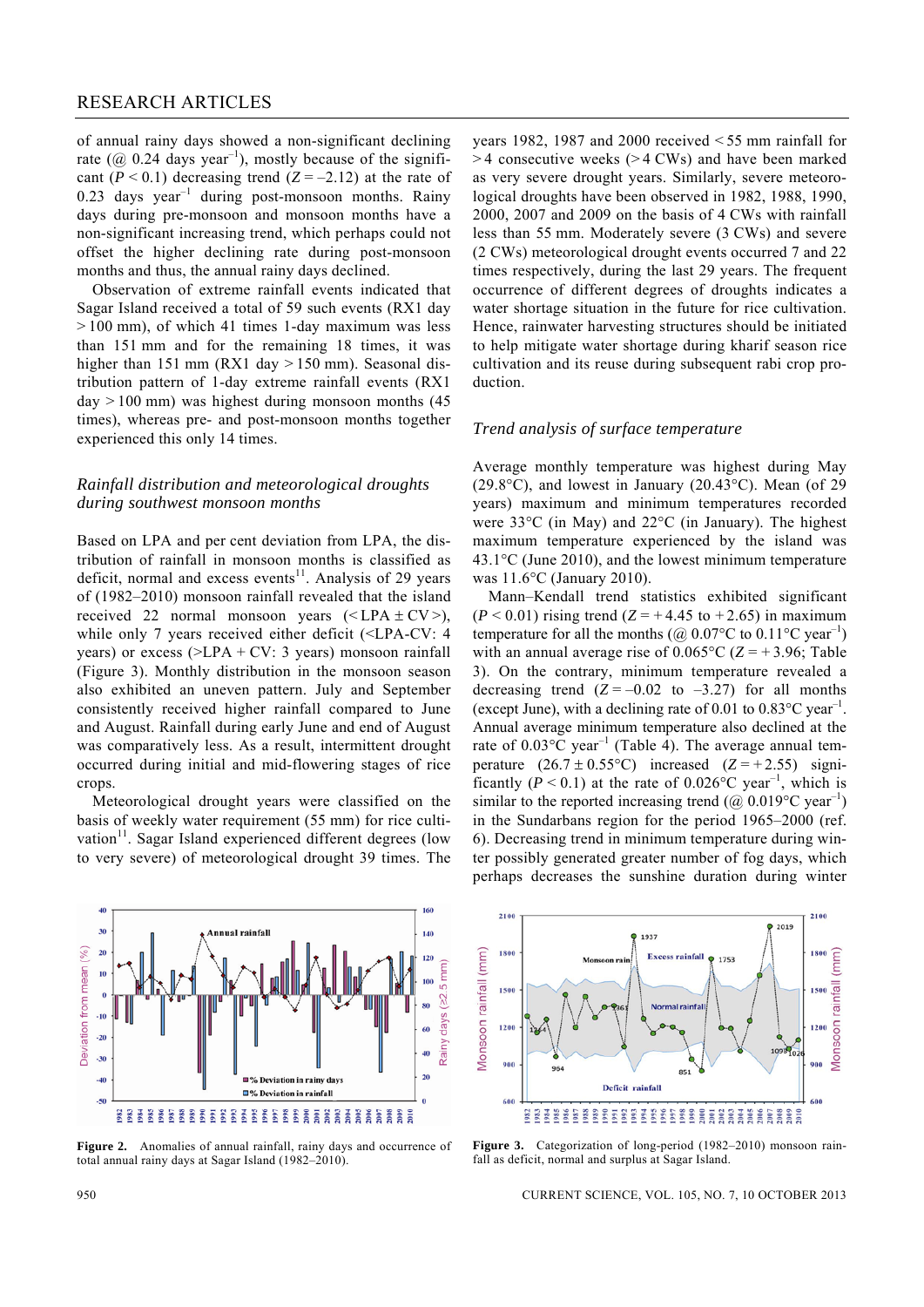of annual rainy days showed a non-significant declining rate (@ 0.24 days $year^{-1}$), mostly because of the significant ($P < 0.1$) decreasing trend ($Z = -2.12$) at the rate of 0.23 days $year^{-1}$ during post-monsoon months. Rainy days during pre-monsoon and monsoon months have a non-significant increasing trend, which perhaps could not offset the higher declining rate during post-monsoon months and thus, the annual rainy days declined.

Observation of extreme rainfall events indicated that Sagar Island received a total of 59 such events (RX1 day > 100 mm), of which 41 times 1-day maximum was less than 151 mm and for the remaining 18 times, it was higher than 151 mm (RX1 day > 150 mm). Seasonal distribution pattern of 1-day extreme rainfall events (RX1 day > 100 mm) was highest during monsoon months (45 times), whereas pre- and post-monsoon months together experienced this only 14 times.

### *Rainfall distribution and meteorological droughts during southwest monsoon months*

Based on LPA and per cent deviation from LPA, the distribution of rainfall in monsoon months is classified as deficit, normal and excess events[11]. Analysis of 29 years of (1982–2010) monsoon rainfall revealed that the island received 22 normal monsoon years (< LPA ± CV >), while only 7 years received either deficit (<LPA-CV: 4 years) or excess (>LPA + CV: 3 years) monsoon rainfall (Figure 3). Monthly distribution in the monsoon season also exhibited an uneven pattern. July and September consistently received higher rainfall compared to June and August. Rainfall during early June and end of August was comparatively less. As a result, intermittent drought occurred during initial and mid-flowering stages of rice crops.

Meteorological drought years were classified on the basis of weekly water requirement (55 mm) for rice cultivation[11]. Sagar Island experienced different degrees (low to very severe) of meteorological drought 39 times. The years 1982, 1987 and 2000 received < 55 mm rainfall for > 4 consecutive weeks (> 4 CWs) and have been marked as very severe drought years. Similarly, severe meteorological droughts have been observed in 1982, 1988, 1990, 2000, 2007 and 2009 on the basis of 4 CWs with rainfall less than 55 mm. Moderately severe (3 CWs) and severe (2 CWs) meteorological drought events occurred 7 and 22 times respectively, during the last 29 years. The frequent occurrence of different degrees of droughts indicates a water shortage situation in the future for rice cultivation. Hence, rainwater harvesting structures should be initiated to help mitigate water shortage during kharif season rice cultivation and its reuse during subsequent rabi crop production.

### *Trend analysis of surface temperature*

Average monthly temperature was highest during May (29.8°C), and lowest in January (20.43°C). Mean (of 29 years) maximum and minimum temperatures recorded were 33°C (in May) and 22°C (in January). The highest maximum temperature experienced by the island was 43.1°C (June 2010), and the lowest minimum temperature was 11.6°C (January 2010).

Mann–Kendall trend statistics exhibited significant ($P < 0.01$) rising trend ($Z = +4.45$ to $+2.65$) in maximum temperature for all the months (@ 0.07°C to 0.11°C $year^{-1}$) with an annual average rise of 0.065°C ($Z = +3.96$; Table 3). On the contrary, minimum temperature revealed a decreasing trend ($Z = -0.02$ to $-3.27$) for all months (except June), with a declining rate of 0.01 to 0.83°C $year^{-1}$. Annual average minimum temperature also declined at the rate of 0.03°C $year^{-1}$ (Table 4). The average annual temperature (26.7 ± 0.55°C) increased ($Z = +2.55$) significantly ($P < 0.1$) at the rate of 0.026°C $year^{-1}$, which is similar to the reported increasing trend (@ 0.019°C $year^{-1}$) in the Sundarbans region for the period 1965–2000 (ref. 6). Decreasing trend in minimum temperature during winter possibly generated greater number of fog days, which perhaps decreases the sunshine duration during winter

**Figure 2.** Anomalies of annual rainfall, rainy days and occurrence of total annual rainy days at Sagar Island (1982–2010).

**Figure 3.** Categorization of long-period (1982–2010) monsoon rainfall as deficit, normal and surplus at Sagar Island.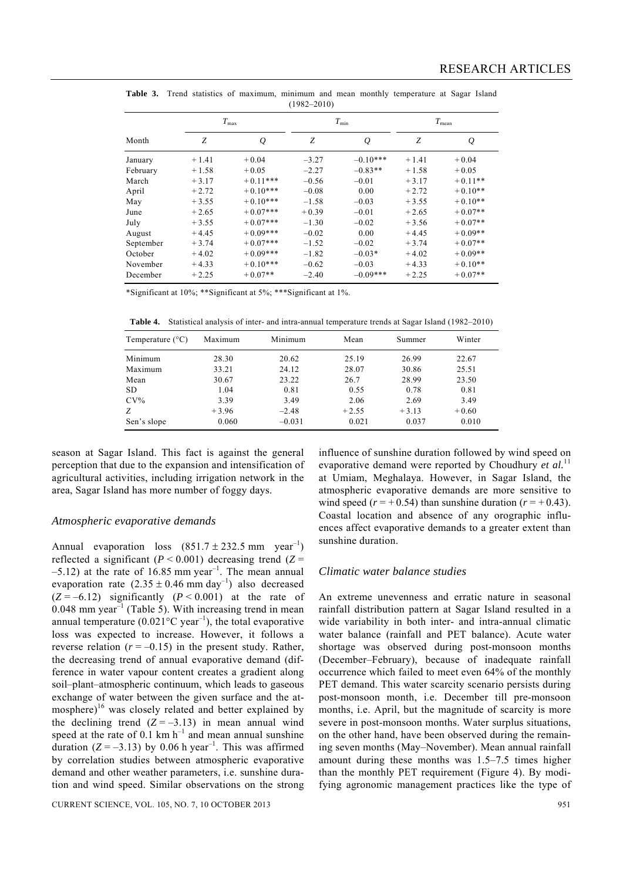**Table 3.** Trend statistics of maximum, minimum and mean monthly temperature at Sagar Island (1982–2010)

| Month | $T_{max}$ | | $T_{min}$ | | $T_{mean}$ | |
|---|---|---|---|---|---|---|
| | $Z$ | $Q$ | $Z$ | $Q$ | $Z$ | $Q$ |
| January | +1.41 | +0.04 | –3.27 | –0.10*** | +1.41 | +0.04 |
| February | +1.58 | +0.05 | –2.27 | –0.83** | +1.58 | +0.05 |
| March | +3.17 | +0.11*** | –0.56 | –0.01 | +3.17 | +0.11** |
| April | +2.72 | +0.10*** | –0.08 | 0.00 | +2.72 | +0.10** |
| May | +3.55 | +0.10*** | –1.58 | –0.03 | +3.55 | +0.10** |
| June | +2.65 | +0.07*** | +0.39 | –0.01 | +2.65 | +0.07** |
| July | +3.55 | +0.07*** | –1.30 | –0.02 | +3.56 | +0.07** |
| August | +4.45 | +0.09*** | –0.02 | 0.00 | +4.45 | +0.09** |
| September | +3.74 | +0.07*** | –1.52 | –0.02 | +3.74 | +0.07** |
| October | +4.02 | +0.09*** | –1.82 | –0.03* | +4.02 | +0.09** |
| November | +4.33 | +0.10*** | –0.62 | –0.03 | +4.33 | +0.10** |
| December | +2.25 | +0.07** | –2.40 | –0.09*** | +2.25 | +0.07** |

*Significant at 10%; **Significant at 5%; ***Significant at 1%.

**Table 4.** Statistical analysis of inter- and intra-annual temperature trends at Sagar Island (1982–2010)

| Temperature (°C) | Maximum | Minimum | Mean | Summer | Winter |
|---|---|---|---|---|---|
| Minimum | 28.30 | 20.62 | 25.19 | 26.99 | 22.67 |
| Maximum | 33.21 | 24.12 | 28.07 | 30.86 | 25.51 |
| Mean | 30.67 | 23.22 | 26.7 | 28.99 | 23.50 |
| SD | 1.04 | 0.81 | 0.55 | 0.78 | 0.81 |
| CV% | 3.39 | 3.49 | 2.06 | 2.69 | 3.49 |
| $Z$ | +3.96 | –2.48 | +2.55 | +3.13 | +0.60 |
| Sen's slope | 0.060 | –0.031 | 0.021 | 0.037 | 0.010 |

season at Sagar Island. This fact is against the general perception that due to the expansion and intensification of agricultural activities, including irrigation network in the area, Sagar Island has more number of foggy days.

### *Atmospheric evaporative demands*

Annual evaporation loss ($851.7 \pm 232.5$ mm year$^{-1}$) reflected a significant ($P < 0.001$) decreasing trend ($Z = -5.12$) at the rate of 16.85 mm year$^{-1}$. The mean annual evaporation rate ($2.35 \pm 0.46$ mm day$^{-1}$) also decreased ($Z = -6.12$) significantly ($P < 0.001$) at the rate of 0.048 mm year$^{-1}$ (Table 5). With increasing trend in mean annual temperature (0.021°C year$^{-1}$), the total evaporative loss was expected to increase. However, it follows a reverse relation ($r = -0.15$) in the present study. Rather, the decreasing trend of annual evaporative demand (difference in water vapour content creates a gradient along soil–plant–atmospheric continuum, which leads to gaseous exchange of water between the given surface and the atmosphere)[16] was closely related and better explained by the declining trend ($Z = -3.13$) in mean annual wind speed at the rate of 0.1 km h$^{-1}$ and mean annual sunshine duration ($Z = -3.13$) by 0.06 h year$^{-1}$. This was affirmed by correlation studies between atmospheric evaporative demand and other weather parameters, i.e. sunshine duration and wind speed. Similar observations on the strong influence of sunshine duration followed by wind speed on evaporative demand were reported by Choudhury *et al.*[11] at Umiam, Meghalaya. However, in Sagar Island, the atmospheric evaporative demands are more sensitive to wind speed ($r = +0.54$) than sunshine duration ($r = +0.43$). Coastal location and absence of any orographic influences affect evaporative demands to a greater extent than sunshine duration.

### *Climatic water balance studies*

An extreme unevenness and erratic nature in seasonal rainfall distribution pattern at Sagar Island resulted in a wide variability in both inter- and intra-annual climatic water balance (rainfall and PET balance). Acute water shortage was observed during post-monsoon months (December–February), because of inadequate rainfall occurrence which failed to meet even 64% of the monthly PET demand. This water scarcity scenario persists during post-monsoon month, i.e. December till pre-monsoon months, i.e. April, but the magnitude of scarcity is more severe in post-monsoon months. Water surplus situations, on the other hand, have been observed during the remaining seven months (May–November). Mean annual rainfall amount during these months was 1.5–7.5 times higher than the monthly PET requirement (Figure 4). By modifying agronomic management practices like the type of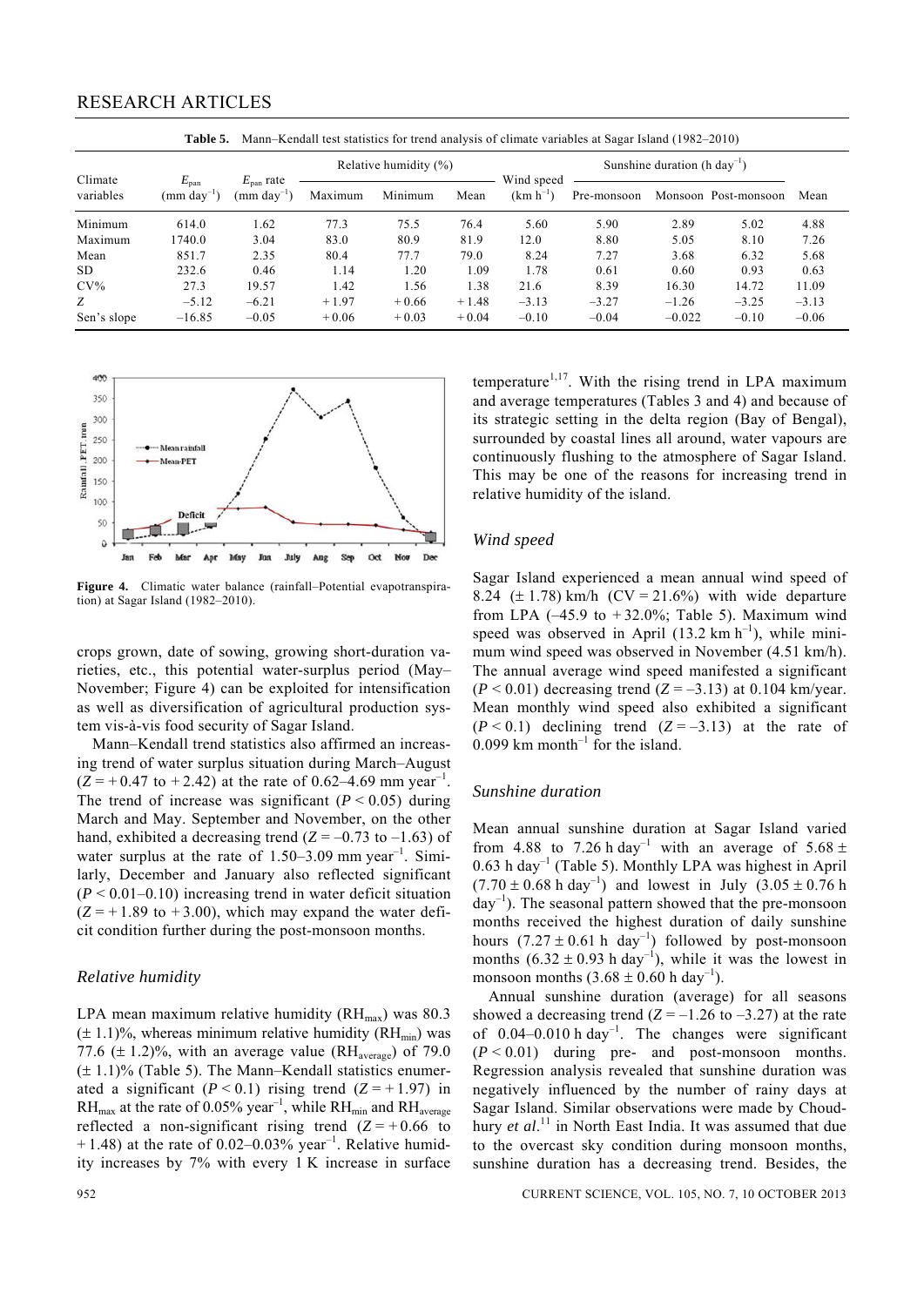**Table 5.** Mann–Kendall test statistics for trend analysis of climate variables at Sagar Island (1982–2010)

| Climate variables | $E_{pan}$ (mm day$^{-1}$) | $E_{pan}$ rate (mm day$^{-1}$) | Relative humidity (%) | | | Wind speed (km h$^{-1}$) | Sunshine duration (h day$^{-1}$) | | | |
|---|---|---|---|---|---|---|---|---|---|---|
| | | | Maximum | Minimum | Mean | | Pre-monsoon | Monsoon | Post-monsoon | Mean |
| Minimum | 614.0 | 1.62 | 77.3 | 75.5 | 76.4 | 5.60 | 5.90 | 2.89 | 5.02 | 4.88 |
| Maximum | 1740.0 | 3.04 | 83.0 | 80.9 | 81.9 | 12.0 | 8.80 | 5.05 | 8.10 | 7.26 |
| Mean | 851.7 | 2.35 | 80.4 | 77.7 | 79.0 | 8.24 | 7.27 | 3.68 | 6.32 | 5.68 |
| SD | 232.6 | 0.46 | 1.14 | 1.20 | 1.09 | 1.78 | 0.61 | 0.60 | 0.93 | 0.63 |
| CV% | 27.3 | 19.57 | 1.42 | 1.56 | 1.38 | 21.6 | 8.39 | 16.30 | 14.72 | 11.09 |
| Z | –5.12 | –6.21 | +1.97 | +0.66 | +1.48 | –3.13 | –3.27 | –1.26 | –3.25 | –3.13 |
| Sen's slope | –16.85 | –0.05 | +0.06 | +0.03 | +0.04 | –0.10 | –0.04 | –0.022 | –0.10 | –0.06 |

**Figure 4.** Climatic water balance (rainfall–Potential evapotranspiration) at Sagar Island (1982–2010).

crops grown, date of sowing, growing short-duration varieties, etc., this potential water-surplus period (May–November; Figure 4) can be exploited for intensification as well as diversification of agricultural production system vis-à-vis food security of Sagar Island.

Mann–Kendall trend statistics also affirmed an increasing trend of water surplus situation during March–August ($Z = +0.47$ to $+2.42$) at the rate of 0.62–4.69 mm year$^{-1}$. The trend of increase was significant ($P < 0.05$) during March and May. September and November, on the other hand, exhibited a decreasing trend ($Z = -0.73$ to $-1.63$) of water surplus at the rate of 1.50–3.09 mm year$^{-1}$. Similarly, December and January also reflected significant ($P < 0.01$–$0.10$) increasing trend in water deficit situation ($Z = +1.89$ to $+3.00$), which may expand the water deficit condition further during the post-monsoon months.

### *Relative humidity*

LPA mean maximum relative humidity ($RH_{max}$) was 80.3 ($\pm$ 1.1)%, whereas minimum relative humidity ($RH_{min}$) was 77.6 ($\pm$ 1.2)%, with an average value ($RH_{average}$) of 79.0 ($\pm$ 1.1)% (Table 5). The Mann–Kendall statistics enumerated a significant ($P < 0.1$) rising trend ($Z = +1.97$) in $RH_{max}$ at the rate of 0.05% year$^{-1}$, while $RH_{min}$ and $RH_{average}$ reflected a non-significant rising trend ($Z = +0.66$ to $+1.48$) at the rate of 0.02–0.03% year$^{-1}$. Relative humidity increases by 7% with every 1 K increase in surface temperature[1,17]. With the rising trend in LPA maximum and average temperatures (Tables 3 and 4) and because of its strategic setting in the delta region (Bay of Bengal), surrounded by coastal lines all around, water vapours are continuously flushing to the atmosphere of Sagar Island. This may be one of the reasons for increasing trend in relative humidity of the island.

### *Wind speed*

Sagar Island experienced a mean annual wind speed of 8.24 ($\pm$ 1.78) km/h (CV = 21.6%) with wide departure from LPA (–45.9 to +32.0%; Table 5). Maximum wind speed was observed in April (13.2 km h$^{-1}$), while minimum wind speed was observed in November (4.51 km/h). The annual average wind speed manifested a significant ($P < 0.01$) decreasing trend ($Z = -3.13$) at 0.104 km/year. Mean monthly wind speed also exhibited a significant ($P < 0.1$) declining trend ($Z = -3.13$) at the rate of 0.099 km month$^{-1}$ for the island.

### *Sunshine duration*

Mean annual sunshine duration at Sagar Island varied from 4.88 to 7.26 h day$^{-1}$ with an average of 5.68 $\pm$ 0.63 h day$^{-1}$ (Table 5). Monthly LPA was highest in April (7.70 $\pm$ 0.68 h day$^{-1}$) and lowest in July (3.05 $\pm$ 0.76 h day$^{-1}$). The seasonal pattern showed that the pre-monsoon months received the highest duration of daily sunshine hours (7.27 $\pm$ 0.61 h day$^{-1}$) followed by post-monsoon months (6.32 $\pm$ 0.93 h day$^{-1}$), while it was the lowest in monsoon months (3.68 $\pm$ 0.60 h day$^{-1}$).

Annual sunshine duration (average) for all seasons showed a decreasing trend ($Z = -1.26$ to $-3.27$) at the rate of 0.04–0.010 h day$^{-1}$. The changes were significant ($P < 0.01$) during pre- and post-monsoon months. Regression analysis revealed that sunshine duration was negatively influenced by the number of rainy days at Sagar Island. Similar observations were made by Choudhury *et al.*[11] in North East India. It was assumed that due to the overcast sky condition during monsoon months, sunshine duration has a decreasing trend. Besides, the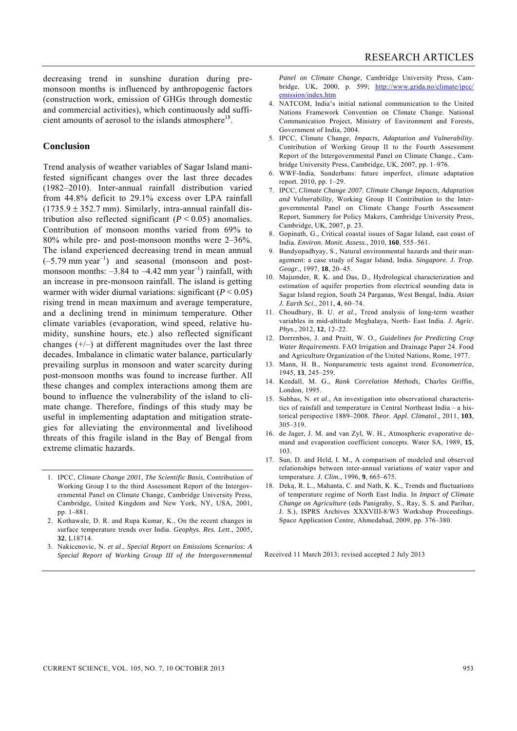decreasing trend in sunshine duration during pre-monsoon months is influenced by anthropogenic factors (construction work, emission of GHGs through domestic and commercial activities), which continuously add sufficient amounts of aerosol to the islands atmosphere[18].

## Conclusion

Trend analysis of weather variables of Sagar Island manifested significant changes over the last three decades (1982–2010). Inter-annual rainfall distribution varied from 44.8% deficit to 29.1% excess over LPA rainfall (1735.9 ± 352.7 mm). Similarly, intra-annual rainfall distribution also reflected significant ($P < 0.05$) anomalies. Contribution of monsoon months varied from 69% to 80% while pre- and post-monsoon months were 2–36%. The island experienced decreasing trend in mean annual ($-5.79$ mm $\text{year}^{-1}$) and seasonal (monsoon and post-monsoon months: $-3.84$ to $-4.42$ mm $\text{year}^{-1}$) rainfall, with an increase in pre-monsoon rainfall. The island is getting warmer with wider diurnal variations: significant ($P < 0.05$) rising trend in mean maximum and average temperature, and a declining trend in minimum temperature. Other climate variables (evaporation, wind speed, relative humidity, sunshine hours, etc.) also reflected significant changes (+/–) at different magnitudes over the last three decades. Imbalance in climatic water balance, particularly prevailing surplus in monsoon and water scarcity during post-monsoon months was found to increase further. All these changes and complex interactions among them are bound to influence the vulnerability of the island to climate change. Therefore, findings of this study may be useful in implementing adaptation and mitigation strategies for alleviating the environmental and livelihood threats of this fragile island in the Bay of Bengal from extreme climatic hazards.

1. IPCC, *Climate Change 2001, The Scientific Basis*, Contribution of Working Group I to the third Assessment Report of the Intergovernmental Panel on Climate Change, Cambridge University Press, Cambridge, United Kingdom and New York, NY, USA, 2001, pp. 1–881.
2. Kothawale, D. R. and Rupa Kumar, K., On the recent changes in surface temperature trends over India. *Geophys. Res. Lett*., 2005, **32**, L18714.
3. Nakicenovic, N. *et al*., *Special Report on Emissions Scenarios: A Special Report of Working Group III of the Intergovernmental Panel on Climate Change*, Cambridge University Press, Cambridge, UK, 2000, p. 599; http://www.grida.no/climate/ipcc/emission/index.htm
4. NATCOM, India's initial national communication to the United Nations Framework Convention on Climate Change. National Communication Project, Ministry of Environment and Forests, Government of India, 2004.
5. IPCC, Climate Change, *Impacts, Adaptation and Vulnerability*. Contribution of Working Group II to the Fourth Assessment Report of the Intergovernmental Panel on Climate Change., Cambridge University Press, Cambridge, UK, 2007, pp. 1–976.
6. WWF-India, Sunderbans: future imperfect, climate adaptation report. 2010, pp. 1–29.
7. IPCC, *Climate Change 2007. Climate Change Impacts, Adaptation and Vulnerability*, Working Group II Contribution to the Intergovernmental Panel on Climate Change Fourth Assessment Report, Summery for Policy Makers, Cambridge University Press, Cambridge, UK, 2007, p. 23.
8. Gopinath, G., Critical coastal issues of Sagar Island, east coast of India. *Environ. Monit. Assess.*, 2010, **160**, 555–561.
9. Bandyopadhyay, S., Natural environmental hazards and their management: a case study of Sagar Island, India. *Singapore. J. Trop. Geogr.*, 1997, **18**, 20–45.
10. Majumder, R. K. and Das, D., Hydrological characterization and estimation of aquifer properties from electrical sounding data in Sagar Island region, South 24 Parganas, West Bengal, India. *Asian J. Earth Sci*., 2011, **4**, 60–74.
11. Choudhury, B. U. *et al*., Trend analysis of long-term weather variables in mid-altitude Meghalaya, North- East India. *J. Agric. Phys.*, 2012, **12**, 12–22.
12. Dorrenbos, J. and Pruitt, W. O., *Guidelines for Predicting Crop Water Requirements*. FAO Irrigation and Drainage Paper 24. Food and Agriculture Organization of the United Nations, Rome, 1977.
13. Mann, H. B., Nonparametric tests against trend. *Econometrica*, 1945, **13**, 245–259.
14. Kendall, M. G., *Rank Correlation Methods*, Charles Griffin, London, 1995.
15. Subhas, N. *et al*., An investigation into observational characteristics of rainfall and temperature in Central Northeast India – a historical perspective 1889–2008. *Theor. Appl. Climatol*., 2011, **103**, 305–319.
16. de Jager, J. M. and van Zyl, W. H., Atmospheric evaporative demand and evaporation coefficient concepts. Water SA, 1989, **15**, 103.
17. Sun, D. and Held, I. M., A comparison of modeled and observed relationships between inter-annual variations of water vapor and temperature. *J. Clim*., 1996, **9**, 665–675.
18. Deka, R. L., Mahanta, C. and Nath, K. K., Trends and fluctuations of temperature regime of North East India. In *Impact of Climate Change on Agriculture* (eds Panigrahy, S., Ray, S. S. and Parihar, J. S.), ISPRS Archives XXXVIII-8/W3 Workshop Proceedings. Space Application Centre, Ahmedabad, 2009, pp. 376–380.

Received 11 March 2013; revised accepted 2 July 2013